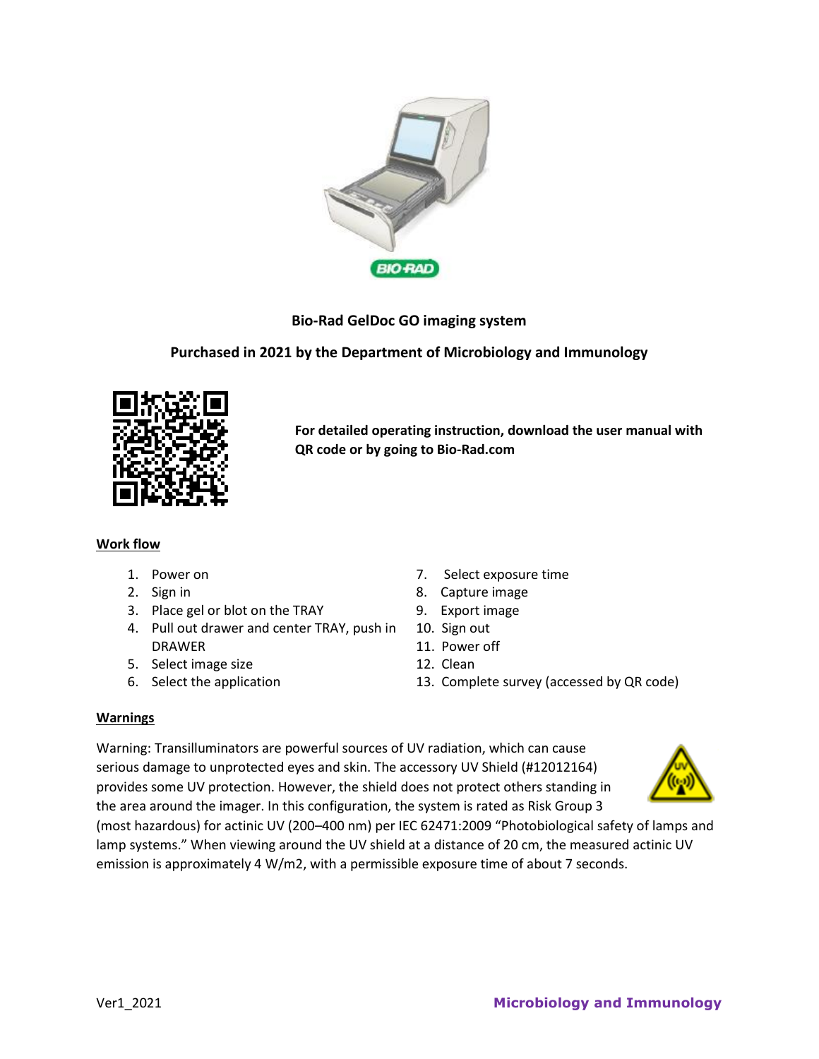**Bio-Rad GelDoc GO imaging system**

**Purchased in 2021 by the Department of Microbiology and Immunology**

**For detailed operating instruction, download the user manual with QR code or by going to Bio-Rad.com**

## Work flow

1. Power on
2. Sign in
3. Place gel or blot on the TRAY
4. Pull out drawer and center TRAY, push in DRAWER
5. Select image size
6. Select the application
7. Select exposure time
8. Capture image
9. Export image
10. Sign out
11. Power off
12. Clean
13. Complete survey (accessed by QR code)

## Warnings

Warning: Transilluminators are powerful sources of UV radiation, which can cause serious damage to unprotected eyes and skin. The accessory UV Shield (#12012164) provides some UV protection. However, the shield does not protect others standing in the area around the imager. In this configuration, the system is rated as Risk Group 3 (most hazardous) for actinic UV (200–400 nm) per IEC 62471:2009 "Photobiological safety of lamps and lamp systems." When viewing around the UV shield at a distance of 20 cm, the measured actinic UV emission is approximately 4 $W/m^2$, with a permissible exposure time of about 7 seconds.

Ver1_2021

**Microbiology and Immunology**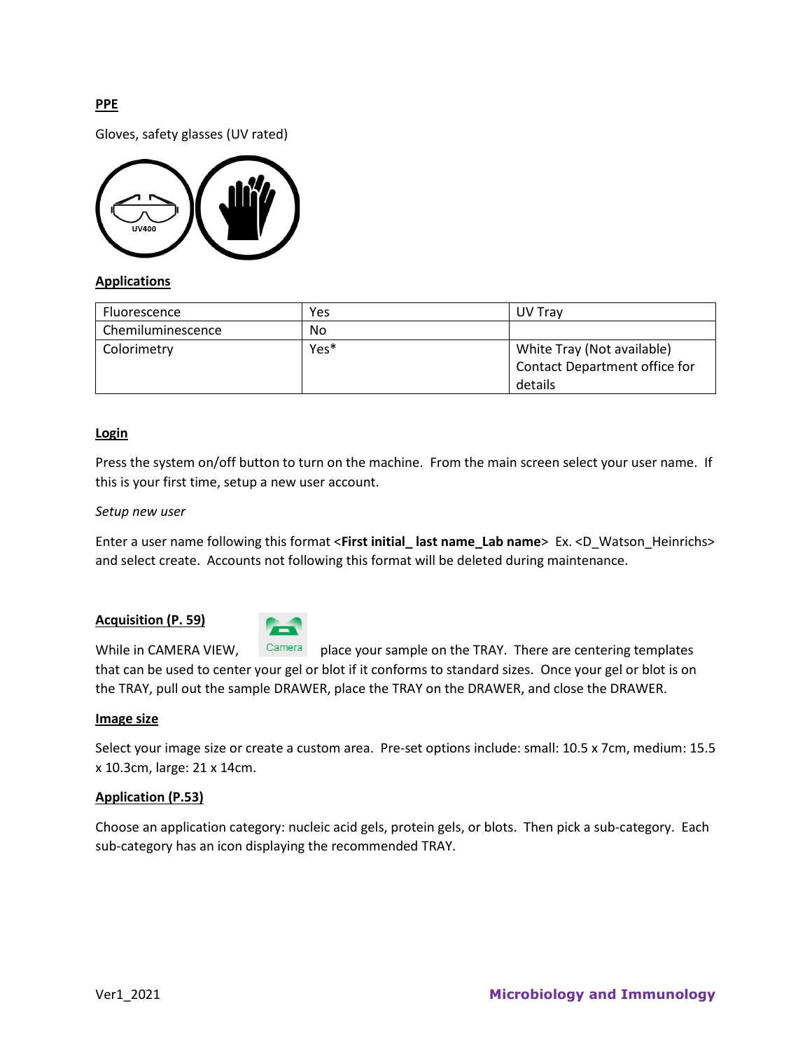**PPE**

Gloves, safety glasses (UV rated)

**Applications**

| Fluorescence | Yes | UV Tray |
|---|---|---|
| Chemiluminescence | No | |
| Colorimetry | Yes* | White Tray (Not available) Contact Department office for details |

**Login**

Press the system on/off button to turn on the machine. From the main screen select your user name. If this is your first time, setup a new user account.

*Setup new user*

Enter a user name following this format <**First initial_ last name_Lab name**> Ex. <D_Watson_Heinrichs> and select create. Accounts not following this format will be deleted during maintenance.

**Acquisition (P. 59)**

While in CAMERA VIEW, Camera place your sample on the TRAY. There are centering templates that can be used to center your gel or blot if it conforms to standard sizes. Once your gel or blot is on the TRAY, pull out the sample DRAWER, place the TRAY on the DRAWER, and close the DRAWER.

**Image size**

Select your image size or create a custom area. Pre-set options include: small: 10.5 x 7cm, medium: 15.5 x 10.3cm, large: 21 x 14cm.

**Application (P.53)**

Choose an application category: nucleic acid gels, protein gels, or blots. Then pick a sub-category. Each sub-category has an icon displaying the recommended TRAY.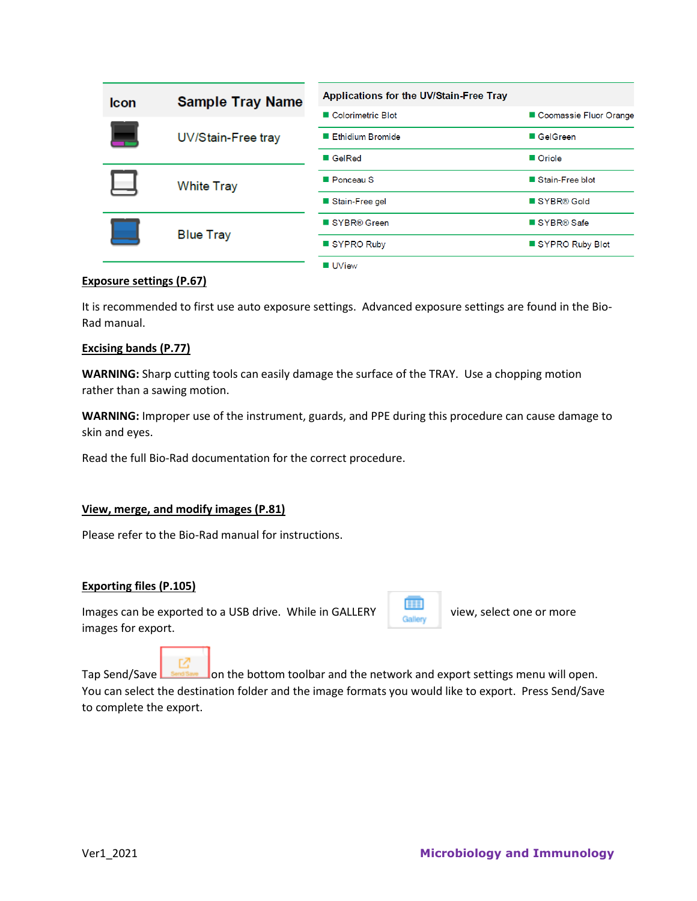| Icon | Sample Tray Name |
| --- | --- |
| | UV/Stain-Free tray |
| | White Tray |
| | Blue Tray |

| Applications for the UV/Stain-Free Tray | |
| --- | --- |
| Colorimetric Blot | Coomassie Fluor Orange |
| Ethidium Bromide | GelGreen |
| GelRed | Oriole |
| Ponceau S | Stain-Free blot |
| Stain-Free gel | SYBR® Gold |
| SYBR® Green | SYBR® Safe |
| SYPRO Ruby | SYPRO Ruby Blot |
| UView | |

**Exposure settings (P.67)**

It is recommended to first use auto exposure settings. Advanced exposure settings are found in the Bio-Rad manual.

**Excising bands (P.77)**

**WARNING:** Sharp cutting tools can easily damage the surface of the TRAY. Use a chopping motion rather than a sawing motion.

**WARNING:** Improper use of the instrument, guards, and PPE during this procedure can cause damage to skin and eyes.

Read the full Bio-Rad documentation for the correct procedure.

**View, merge, and modify images (P.81)**

Please refer to the Bio-Rad manual for instructions.

**Exporting files (P.105)**

Images can be exported to a USB drive. While in GALLERY [Gallery] view, select one or more images for export.

Tap Send/Save [Send/Save] on the bottom toolbar and the network and export settings menu will open. You can select the destination folder and the image formats you would like to export. Press Send/Save to complete the export.

Ver1_2021 Microbiology and Immunology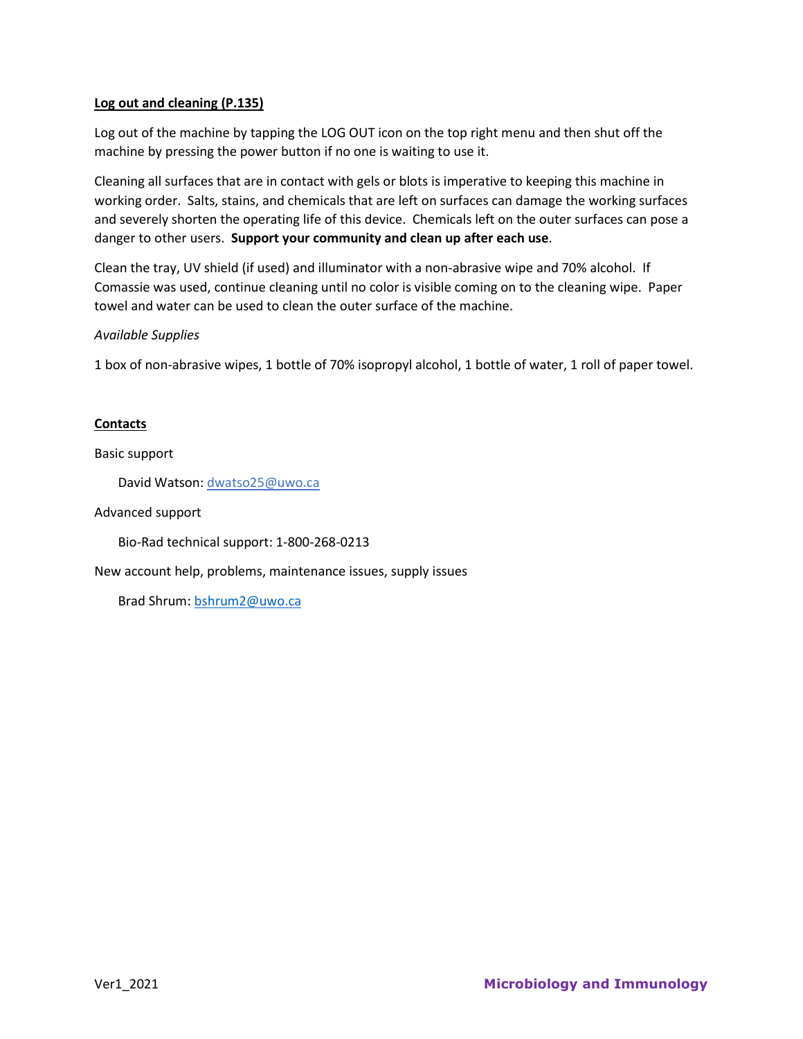## Log out and cleaning (P.135)

Log out of the machine by tapping the LOG OUT icon on the top right menu and then shut off the machine by pressing the power button if no one is waiting to use it.

Cleaning all surfaces that are in contact with gels or blots is imperative to keeping this machine in working order. Salts, stains, and chemicals that are left on surfaces can damage the working surfaces and severely shorten the operating life of this device. Chemicals left on the outer surfaces can pose a danger to other users. **Support your community and clean up after each use**.

Clean the tray, UV shield (if used) and illuminator with a non-abrasive wipe and 70% alcohol. If Comassie was used, continue cleaning until no color is visible coming on to the cleaning wipe. Paper towel and water can be used to clean the outer surface of the machine.

*Available Supplies*

1 box of non-abrasive wipes, 1 bottle of 70% isopropyl alcohol, 1 bottle of water, 1 roll of paper towel.

## Contacts

Basic support

David Watson: dwatso25@uwo.ca

Advanced support

Bio-Rad technical support: 1-800-268-0213

New account help, problems, maintenance issues, supply issues

Brad Shrum: bshrum2@uwo.ca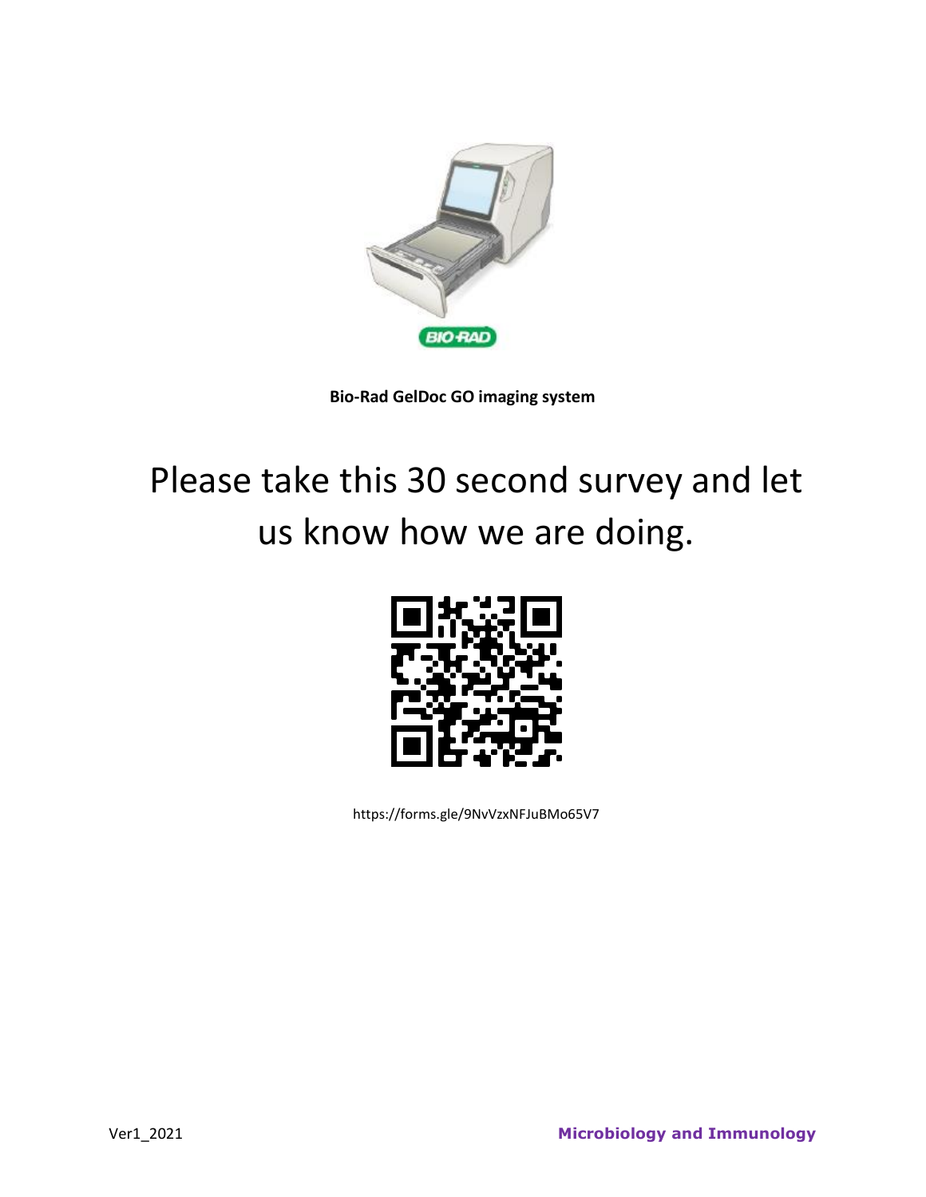**Bio-Rad GelDoc GO imaging system**

# Please take this 30 second survey and let us know how we are doing.

https://forms.gle/9NvVzxNFJuBMo65V7

Ver1_2021

**Microbiology and Immunology**